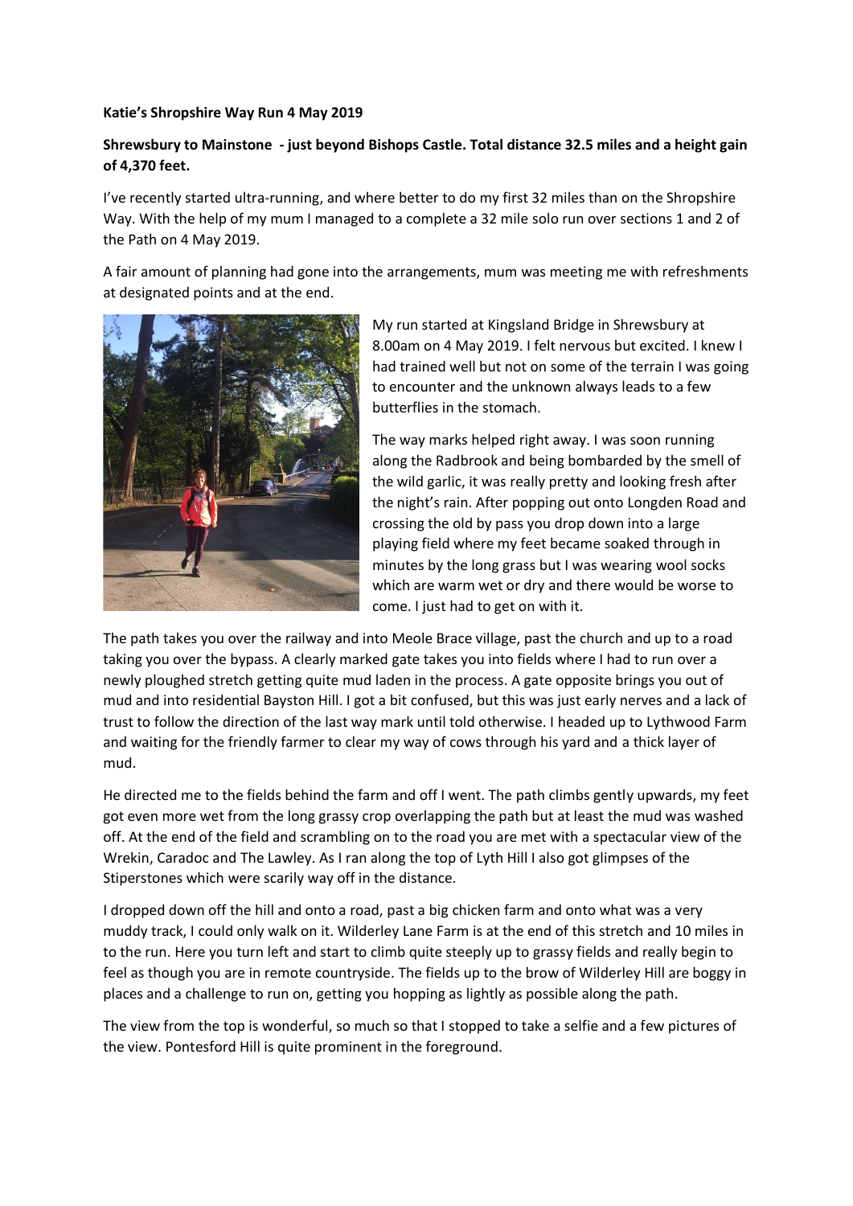**Katie's Shropshire Way Run 4 May 2019**

**Shrewsbury to Mainstone - just beyond Bishops Castle. Total distance 32.5 miles and a height gain of 4,370 feet.**

I've recently started ultra-running, and where better to do my first 32 miles than on the Shropshire Way. With the help of my mum I managed to a complete a 32 mile solo run over sections 1 and 2 of the Path on 4 May 2019.

A fair amount of planning had gone into the arrangements, mum was meeting me with refreshments at designated points and at the end.

My run started at Kingsland Bridge in Shrewsbury at 8.00am on 4 May 2019. I felt nervous but excited. I knew I had trained well but not on some of the terrain I was going to encounter and the unknown always leads to a few butterflies in the stomach.

The way marks helped right away. I was soon running along the Radbrook and being bombarded by the smell of the wild garlic, it was really pretty and looking fresh after the night's rain. After popping out onto Longden Road and crossing the old by pass you drop down into a large playing field where my feet became soaked through in minutes by the long grass but I was wearing wool socks which are warm wet or dry and there would be worse to come. I just had to get on with it.

The path takes you over the railway and into Meole Brace village, past the church and up to a road taking you over the bypass. A clearly marked gate takes you into fields where I had to run over a newly ploughed stretch getting quite mud laden in the process. A gate opposite brings you out of mud and into residential Bayston Hill. I got a bit confused, but this was just early nerves and a lack of trust to follow the direction of the last way mark until told otherwise. I headed up to Lythwood Farm and waiting for the friendly farmer to clear my way of cows through his yard and a thick layer of mud.

He directed me to the fields behind the farm and off I went. The path climbs gently upwards, my feet got even more wet from the long grassy crop overlapping the path but at least the mud was washed off. At the end of the field and scrambling on to the road you are met with a spectacular view of the Wrekin, Caradoc and The Lawley. As I ran along the top of Lyth Hill I also got glimpses of the Stiperstones which were scarily way off in the distance.

I dropped down off the hill and onto a road, past a big chicken farm and onto what was a very muddy track, I could only walk on it. Wilderley Lane Farm is at the end of this stretch and 10 miles in to the run. Here you turn left and start to climb quite steeply up to grassy fields and really begin to feel as though you are in remote countryside. The fields up to the brow of Wilderley Hill are boggy in places and a challenge to run on, getting you hopping as lightly as possible along the path.

The view from the top is wonderful, so much so that I stopped to take a selfie and a few pictures of the view. Pontesford Hill is quite prominent in the foreground.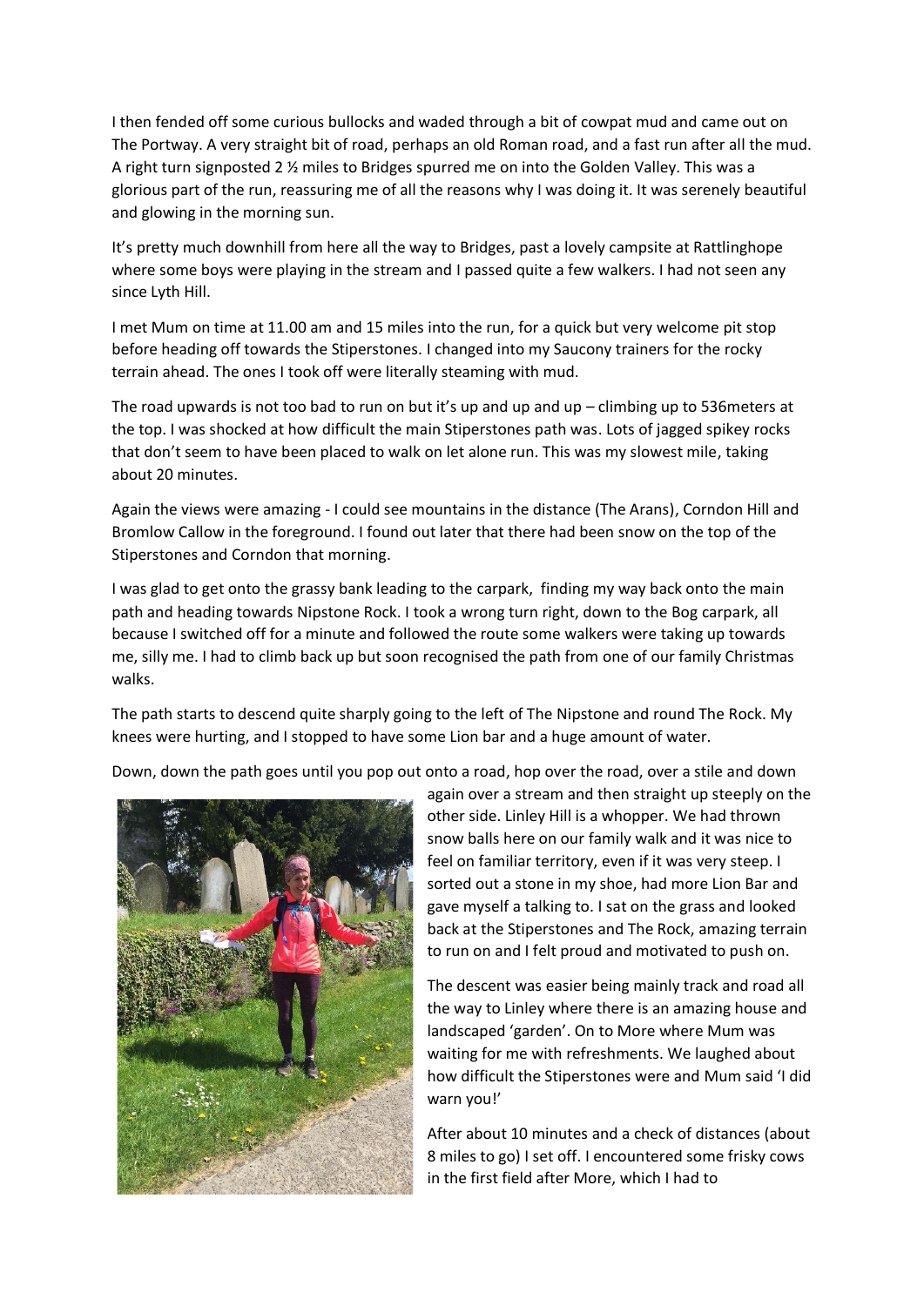I then fended off some curious bullocks and waded through a bit of cowpat mud and came out on The Portway. A very straight bit of road, perhaps an old Roman road, and a fast run after all the mud. A right turn signposted 2 ½ miles to Bridges spurred me on into the Golden Valley. This was a glorious part of the run, reassuring me of all the reasons why I was doing it. It was serenely beautiful and glowing in the morning sun.

It's pretty much downhill from here all the way to Bridges, past a lovely campsite at Rattlinghope where some boys were playing in the stream and I passed quite a few walkers. I had not seen any since Lyth Hill.

I met Mum on time at 11.00 am and 15 miles into the run, for a quick but very welcome pit stop before heading off towards the Stiperstones. I changed into my Saucony trainers for the rocky terrain ahead. The ones I took off were literally steaming with mud.

The road upwards is not too bad to run on but it's up and up and up – climbing up to 536meters at the top. I was shocked at how difficult the main Stiperstones path was. Lots of jagged spikey rocks that don't seem to have been placed to walk on let alone run. This was my slowest mile, taking about 20 minutes.

Again the views were amazing - I could see mountains in the distance (The Arans), Corndon Hill and Bromlow Callow in the foreground. I found out later that there had been snow on the top of the Stiperstones and Corndon that morning.

I was glad to get onto the grassy bank leading to the carpark, finding my way back onto the main path and heading towards Nipstone Rock. I took a wrong turn right, down to the Bog carpark, all because I switched off for a minute and followed the route some walkers were taking up towards me, silly me. I had to climb back up but soon recognised the path from one of our family Christmas walks.

The path starts to descend quite sharply going to the left of The Nipstone and round The Rock. My knees were hurting, and I stopped to have some Lion bar and a huge amount of water.

Down, down the path goes until you pop out onto a road, hop over the road, over a stile and down again over a stream and then straight up steeply on the other side. Linley Hill is a whopper. We had thrown snow balls here on our family walk and it was nice to feel on familiar territory, even if it was very steep. I sorted out a stone in my shoe, had more Lion Bar and gave myself a talking to. I sat on the grass and looked back at the Stiperstones and The Rock, amazing terrain to run on and I felt proud and motivated to push on.

The descent was easier being mainly track and road all the way to Linley where there is an amazing house and landscaped 'garden'. On to More where Mum was waiting for me with refreshments. We laughed about how difficult the Stiperstones were and Mum said 'I did warn you!'

After about 10 minutes and a check of distances (about 8 miles to go) I set off. I encountered some frisky cows in the first field after More, which I had to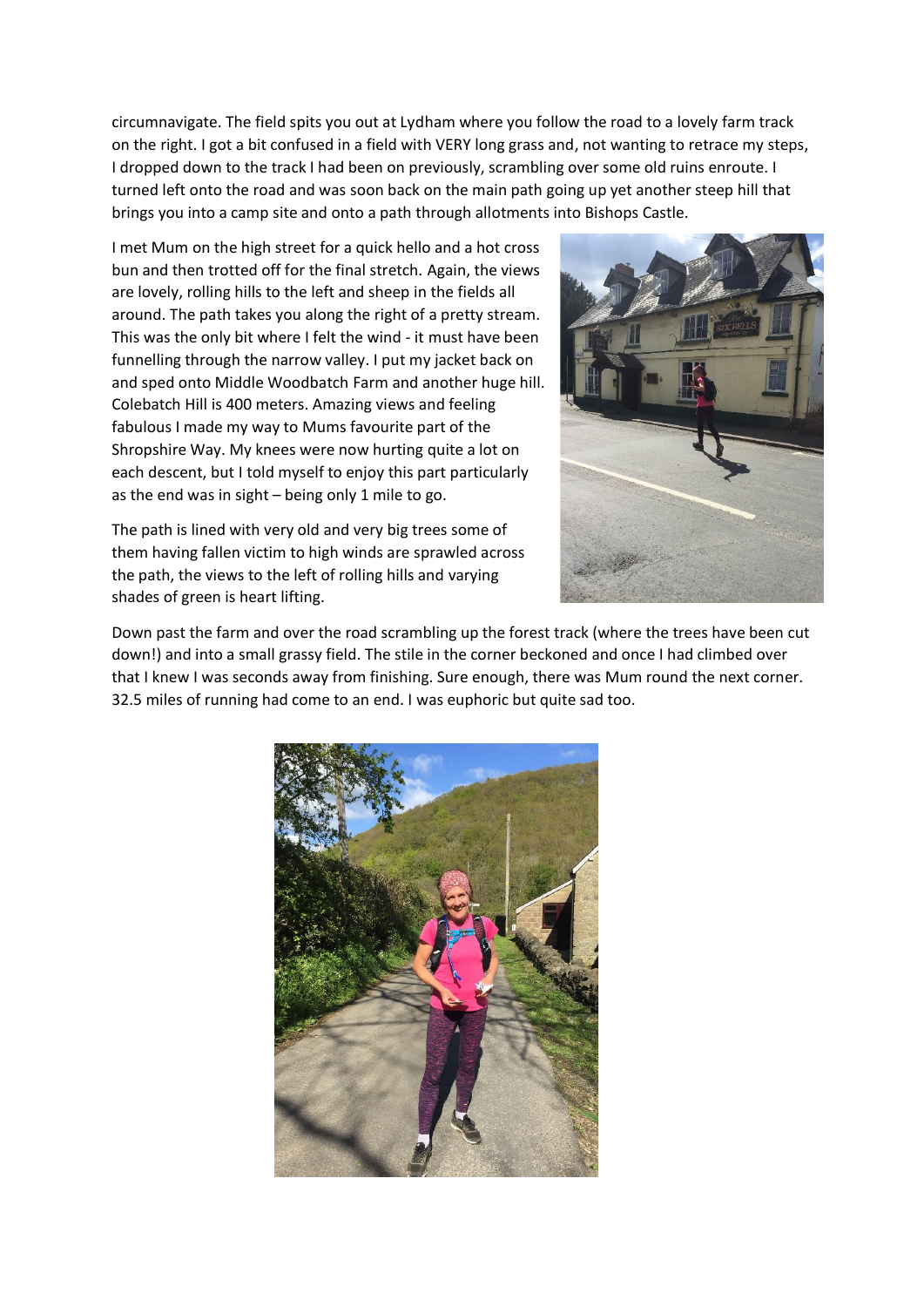circumnavigate. The field spits you out at Lydham where you follow the road to a lovely farm track on the right. I got a bit confused in a field with VERY long grass and, not wanting to retrace my steps, I dropped down to the track I had been on previously, scrambling over some old ruins enroute. I turned left onto the road and was soon back on the main path going up yet another steep hill that brings you into a camp site and onto a path through allotments into Bishops Castle.

I met Mum on the high street for a quick hello and a hot cross bun and then trotted off for the final stretch. Again, the views are lovely, rolling hills to the left and sheep in the fields all around. The path takes you along the right of a pretty stream. This was the only bit where I felt the wind - it must have been funnelling through the narrow valley. I put my jacket back on and sped onto Middle Woodbatch Farm and another huge hill. Colebatch Hill is 400 meters. Amazing views and feeling fabulous I made my way to Mums favourite part of the Shropshire Way. My knees were now hurting quite a lot on each descent, but I told myself to enjoy this part particularly as the end was in sight – being only 1 mile to go.

The path is lined with very old and very big trees some of them having fallen victim to high winds are sprawled across the path, the views to the left of rolling hills and varying shades of green is heart lifting.

Down past the farm and over the road scrambling up the forest track (where the trees have been cut down!) and into a small grassy field. The stile in the corner beckoned and once I had climbed over that I knew I was seconds away from finishing. Sure enough, there was Mum round the next corner. 32.5 miles of running had come to an end. I was euphoric but quite sad too.